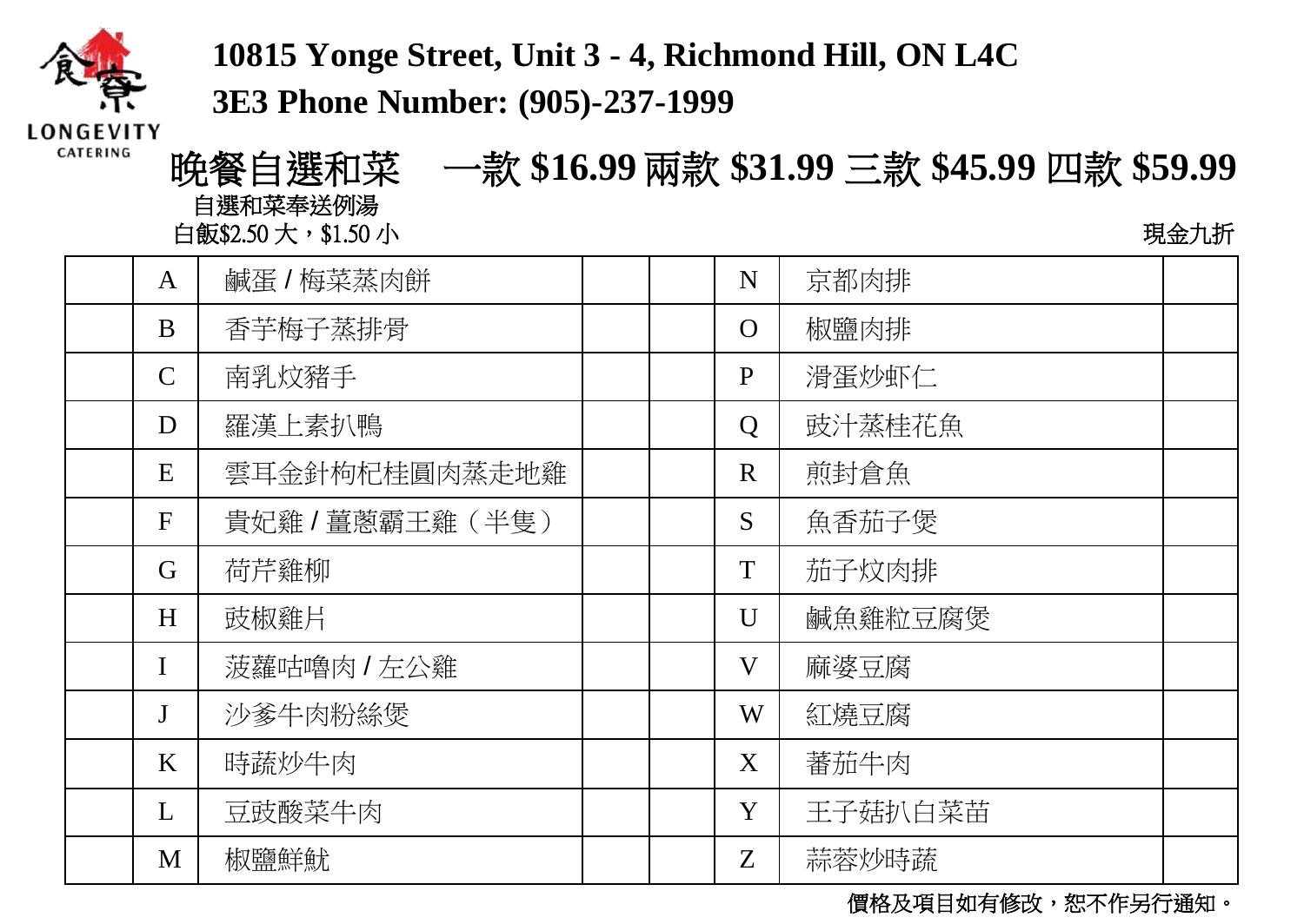LONGEVITY CATERING

**10815 Yonge Street, Unit 3 - 4, Richmond Hill, ON L4C 3E3 Phone Number: (905)-237-1999**

# 晚餐自選和菜 一款 $16.99 兩款 $31.99 三款 $45.99 四款 $59.99

自選和菜奉送例湯

白飯$2.50 大，$1.50 小

現金九折

| | | | | | | |
|---|---|---|---|---|---|---|
| | A | 鹹蛋 / 梅菜蒸肉餅 | | | N | 京都肉排 | |
| | B | 香芋梅子蒸排骨 | | | O | 椒鹽肉排 | |
| | C | 南乳炆豬手 | | | P | 滑蛋炒虾仁 | |
| | D | 羅漢上素扒鴨 | | | Q | 豉汁蒸桂花魚 | |
| | E | 雲耳金針枸杞桂圓肉蒸走地雞 | | | R | 煎封倉魚 | |
| | F | 貴妃雞 / 薑蔥霸王雞（半隻） | | | S | 魚香茄子煲 | |
| | G | 荷芹雞柳 | | | T | 茄子炆肉排 | |
| | H | 豉椒雞片 | | | U | 鹹魚雞粒豆腐煲 | |
| | I | 菠蘿咕嚕肉 / 左公雞 | | | V | 麻婆豆腐 | |
| | J | 沙爹牛肉粉絲煲 | | | W | 紅燒豆腐 | |
| | K | 時蔬炒牛肉 | | | X | 蕃茄牛肉 | |
| | L | 豆豉酸菜牛肉 | | | Y | 王子菇扒白菜苗 | |
| | M | 椒鹽鮮魷 | | | Z | 蒜蓉炒時蔬 | |

價格及項目如有修改，恕不作另行通知。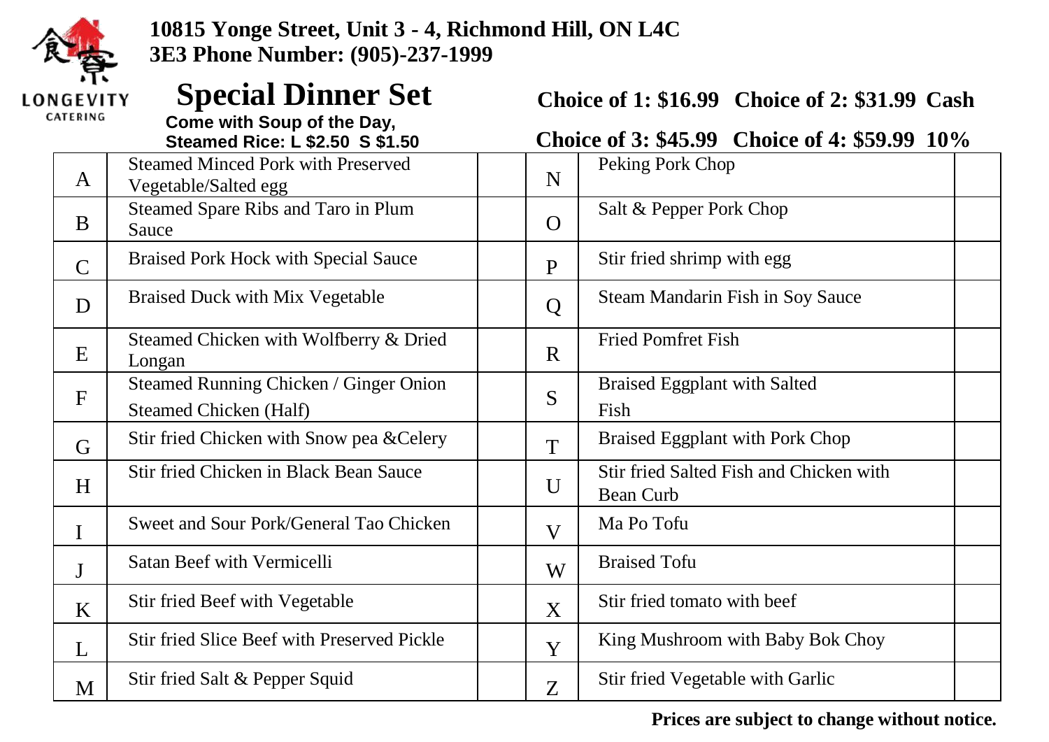LONGEVITY CATERING

**10815 Yonge Street, Unit 3 - 4, Richmond Hill, ON L4C 3E3 Phone Number: (905)-237-1999**

# Special Dinner Set

**Come with Soup of the Day,**
**Steamed Rice: L $2.50 S $1.50**

**Choice of 1: $16.99 Choice of 2: $31.99 Cash**

**Choice of 3: $45.99 Choice of 4: $59.99 10%**

| | | | | | |
|---|---|---|---|---|---|
| A | Steamed Minced Pork with Preserved Vegetable/Salted egg | | N | Peking Pork Chop | |
| B | Steamed Spare Ribs and Taro in Plum Sauce | | O | Salt & Pepper Pork Chop | |
| C | Braised Pork Hock with Special Sauce | | P | Stir fried shrimp with egg | |
| D | Braised Duck with Mix Vegetable | | Q | Steam Mandarin Fish in Soy Sauce | |
| E | Steamed Chicken with Wolfberry & Dried Longan | | R | Fried Pomfret Fish | |
| F | Steamed Running Chicken / Ginger Onion Steamed Chicken (Half) | | S | Braised Eggplant with Salted Fish | |
| G | Stir fried Chicken with Snow pea &Celery | | T | Braised Eggplant with Pork Chop | |
| H | Stir fried Chicken in Black Bean Sauce | | U | Stir fried Salted Fish and Chicken with Bean Curb | |
| I | Sweet and Sour Pork/General Tao Chicken | | V | Ma Po Tofu | |
| J | Satan Beef with Vermicelli | | W | Braised Tofu | |
| K | Stir fried Beef with Vegetable | | X | Stir fried tomato with beef | |
| L | Stir fried Slice Beef with Preserved Pickle | | Y | King Mushroom with Baby Bok Choy | |
| M | Stir fried Salt & Pepper Squid | | Z | Stir fried Vegetable with Garlic | |

**Prices are subject to change without notice.**